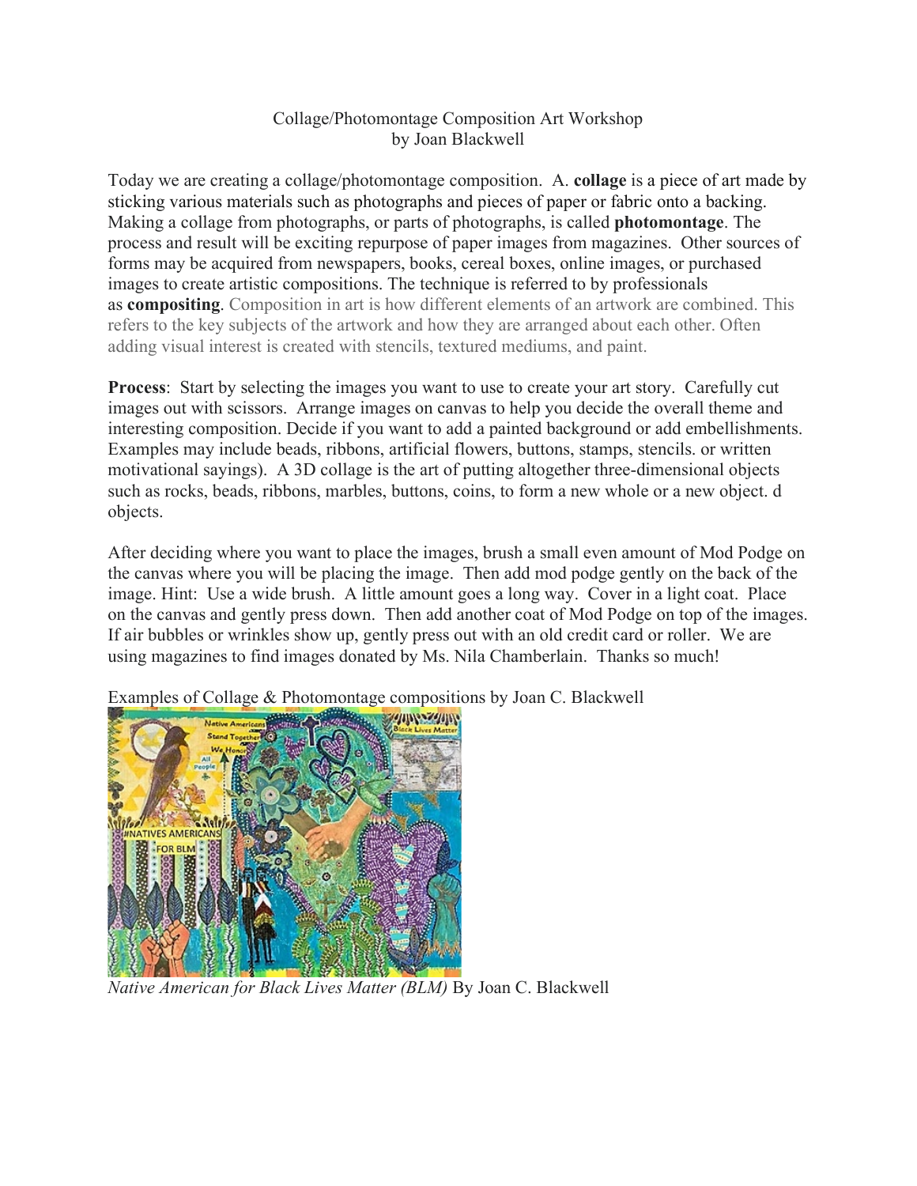Collage/Photomontage Composition Art Workshop
by Joan Blackwell

Today we are creating a collage/photomontage composition. A. **collage** is a piece of art made by sticking various materials such as photographs and pieces of paper or fabric onto a backing. Making a collage from photographs, or parts of photographs, is called **photomontage**. The process and result will be exciting repurpose of paper images from magazines. Other sources of forms may be acquired from newspapers, books, cereal boxes, online images, or purchased images to create artistic compositions. The technique is referred to by professionals as **compositing**. Composition in art is how different elements of an artwork are combined. This refers to the key subjects of the artwork and how they are arranged about each other. Often adding visual interest is created with stencils, textured mediums, and paint.

**Process**: Start by selecting the images you want to use to create your art story. Carefully cut images out with scissors. Arrange images on canvas to help you decide the overall theme and interesting composition. Decide if you want to add a painted background or add embellishments. Examples may include beads, ribbons, artificial flowers, buttons, stamps, stencils. or written motivational sayings). A 3D collage is the art of putting altogether three-dimensional objects such as rocks, beads, ribbons, marbles, buttons, coins, to form a new whole or a new object. d objects.

After deciding where you want to place the images, brush a small even amount of Mod Podge on the canvas where you will be placing the image. Then add mod podge gently on the back of the image. Hint: Use a wide brush. A little amount goes a long way. Cover in a light coat. Place on the canvas and gently press down. Then add another coat of Mod Podge on top of the images. If air bubbles or wrinkles show up, gently press out with an old credit card or roller. We are using magazines to find images donated by Ms. Nila Chamberlain. Thanks so much!

Examples of Collage & Photomontage compositions by Joan C. Blackwell

*Native American for Black Lives Matter (BLM)* By Joan C. Blackwell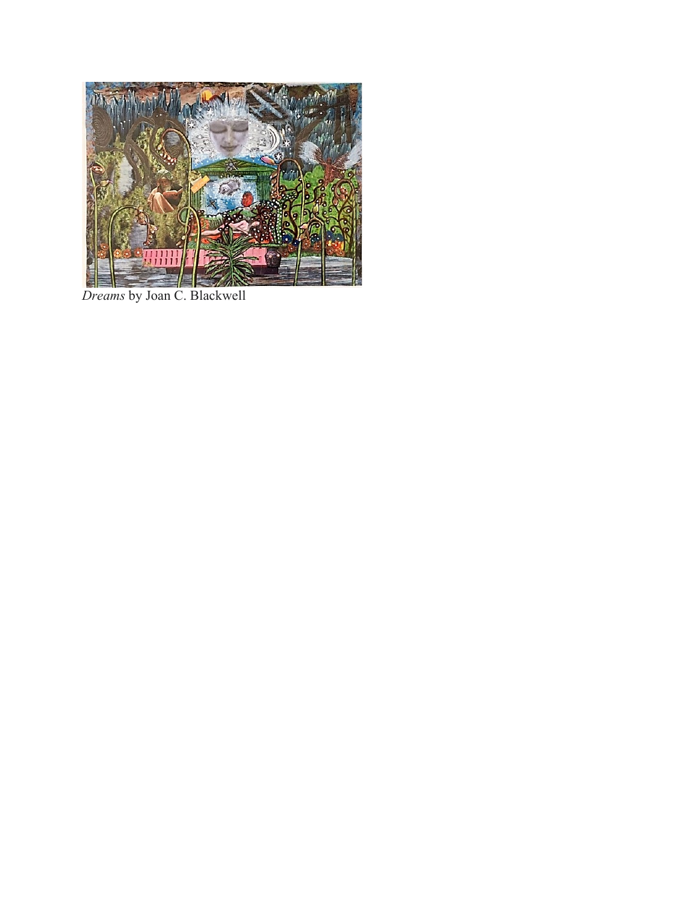*Dreams* by Joan C. Blackwell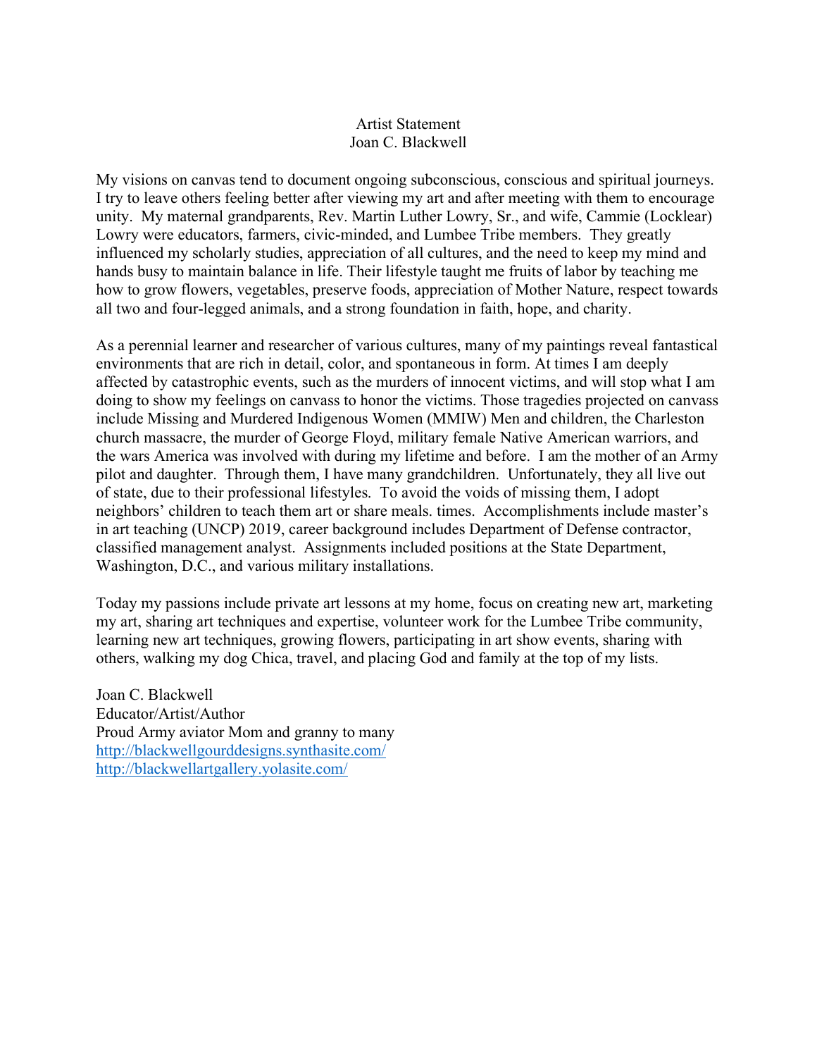Artist Statement
Joan C. Blackwell

My visions on canvas tend to document ongoing subconscious, conscious and spiritual journeys. I try to leave others feeling better after viewing my art and after meeting with them to encourage unity. My maternal grandparents, Rev. Martin Luther Lowry, Sr., and wife, Cammie (Locklear) Lowry were educators, farmers, civic-minded, and Lumbee Tribe members. They greatly influenced my scholarly studies, appreciation of all cultures, and the need to keep my mind and hands busy to maintain balance in life. Their lifestyle taught me fruits of labor by teaching me how to grow flowers, vegetables, preserve foods, appreciation of Mother Nature, respect towards all two and four-legged animals, and a strong foundation in faith, hope, and charity.

As a perennial learner and researcher of various cultures, many of my paintings reveal fantastical environments that are rich in detail, color, and spontaneous in form. At times I am deeply affected by catastrophic events, such as the murders of innocent victims, and will stop what I am doing to show my feelings on canvass to honor the victims. Those tragedies projected on canvass include Missing and Murdered Indigenous Women (MMIW) Men and children, the Charleston church massacre, the murder of George Floyd, military female Native American warriors, and the wars America was involved with during my lifetime and before. I am the mother of an Army pilot and daughter. Through them, I have many grandchildren. Unfortunately, they all live out of state, due to their professional lifestyles. To avoid the voids of missing them, I adopt neighbors' children to teach them art or share meals. times. Accomplishments include master's in art teaching (UNCP) 2019, career background includes Department of Defense contractor, classified management analyst. Assignments included positions at the State Department, Washington, D.C., and various military installations.

Today my passions include private art lessons at my home, focus on creating new art, marketing my art, sharing art techniques and expertise, volunteer work for the Lumbee Tribe community, learning new art techniques, growing flowers, participating in art show events, sharing with others, walking my dog Chica, travel, and placing God and family at the top of my lists.

Joan C. Blackwell
Educator/Artist/Author
Proud Army aviator Mom and granny to many
http://blackwellgourddesigns.synthasite.com/
http://blackwellartgallery.yolasite.com/